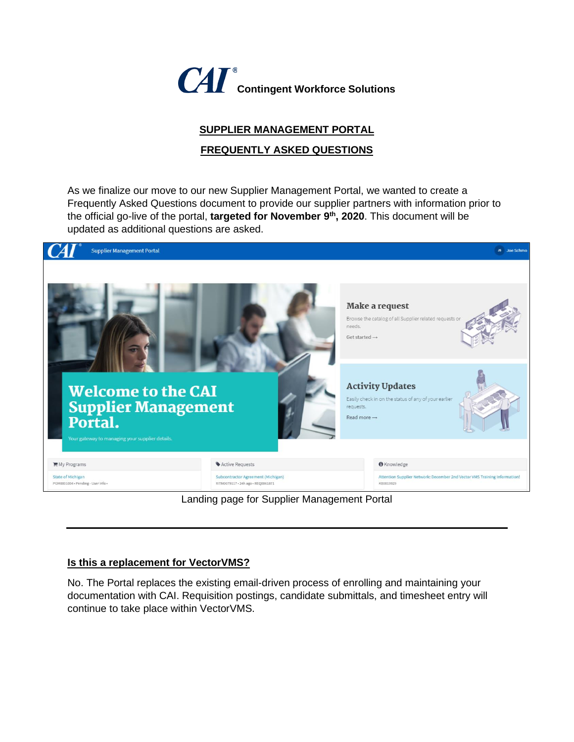**CAI® Contingent Workforce Solutions**

# SUPPLIER MANAGEMENT PORTAL

## FREQUENTLY ASKED QUESTIONS

As we finalize our move to our new Supplier Management Portal, we wanted to create a Frequently Asked Questions document to provide our supplier partners with information prior to the official go-live of the portal, **targeted for November 9th, 2020**. This document will be updated as additional questions are asked.

Landing page for Supplier Management Portal

---

### Is this a replacement for VectorVMS?

No. The Portal replaces the existing email-driven process of enrolling and maintaining your documentation with CAI. Requisition postings, candidate submittals, and timesheet entry will continue to take place within VectorVMS.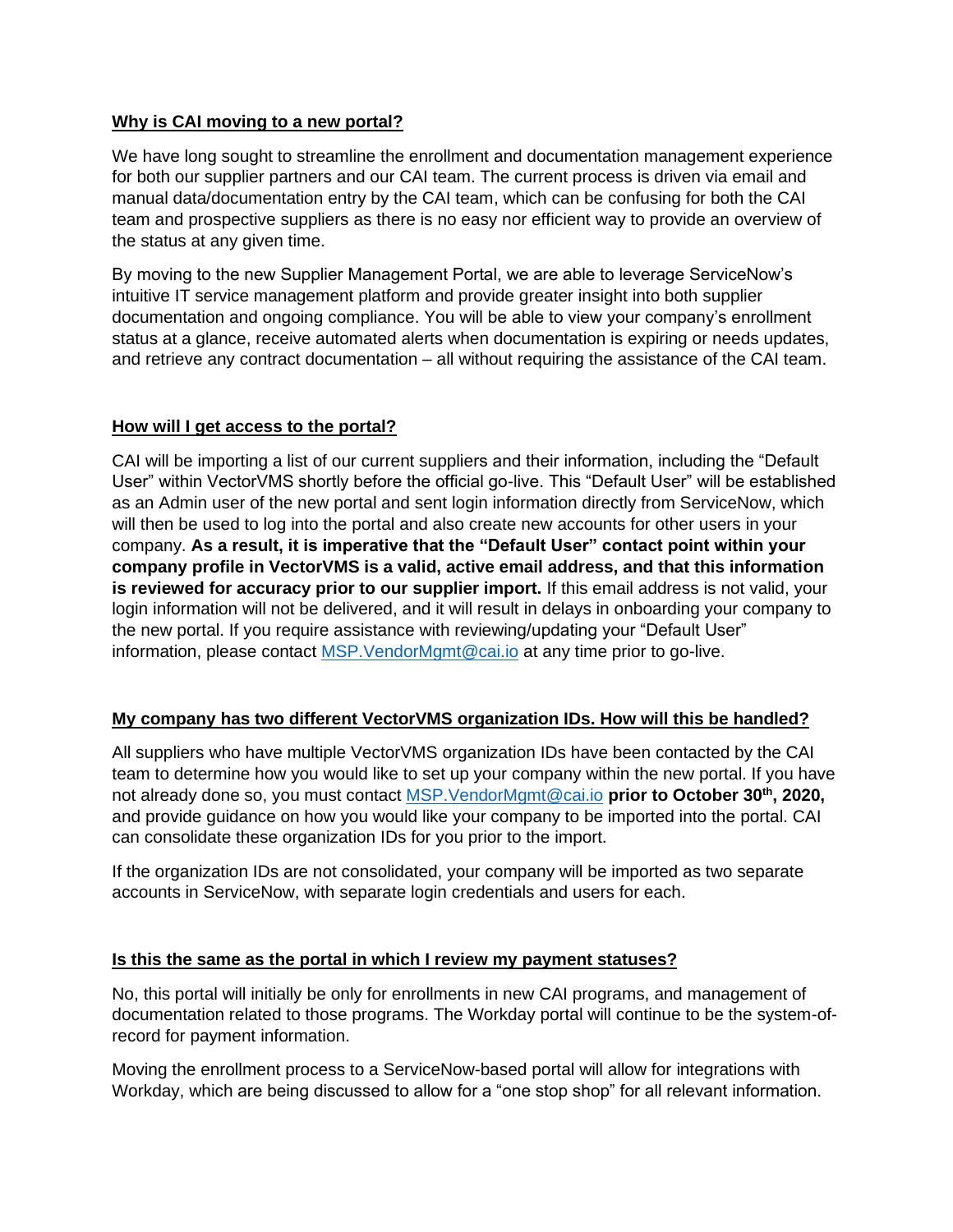**Why is CAI moving to a new portal?**

We have long sought to streamline the enrollment and documentation management experience for both our supplier partners and our CAI team. The current process is driven via email and manual data/documentation entry by the CAI team, which can be confusing for both the CAI team and prospective suppliers as there is no easy nor efficient way to provide an overview of the status at any given time.

By moving to the new Supplier Management Portal, we are able to leverage ServiceNow's intuitive IT service management platform and provide greater insight into both supplier documentation and ongoing compliance. You will be able to view your company's enrollment status at a glance, receive automated alerts when documentation is expiring or needs updates, and retrieve any contract documentation – all without requiring the assistance of the CAI team.

**How will I get access to the portal?**

CAI will be importing a list of our current suppliers and their information, including the "Default User" within VectorVMS shortly before the official go-live. This "Default User" will be established as an Admin user of the new portal and sent login information directly from ServiceNow, which will then be used to log into the portal and also create new accounts for other users in your company. **As a result, it is imperative that the "Default User" contact point within your company profile in VectorVMS is a valid, active email address, and that this information is reviewed for accuracy prior to our supplier import.** If this email address is not valid, your login information will not be delivered, and it will result in delays in onboarding your company to the new portal. If you require assistance with reviewing/updating your "Default User" information, please contact MSP.VendorMgmt@cai.io at any time prior to go-live.

**My company has two different VectorVMS organization IDs. How will this be handled?**

All suppliers who have multiple VectorVMS organization IDs have been contacted by the CAI team to determine how you would like to set up your company within the new portal. If you have not already done so, you must contact MSP.VendorMgmt@cai.io **prior to October 30th, 2020,** and provide guidance on how you would like your company to be imported into the portal. CAI can consolidate these organization IDs for you prior to the import.

If the organization IDs are not consolidated, your company will be imported as two separate accounts in ServiceNow, with separate login credentials and users for each.

**Is this the same as the portal in which I review my payment statuses?**

No, this portal will initially be only for enrollments in new CAI programs, and management of documentation related to those programs. The Workday portal will continue to be the system-of-record for payment information.

Moving the enrollment process to a ServiceNow-based portal will allow for integrations with Workday, which are being discussed to allow for a "one stop shop" for all relevant information.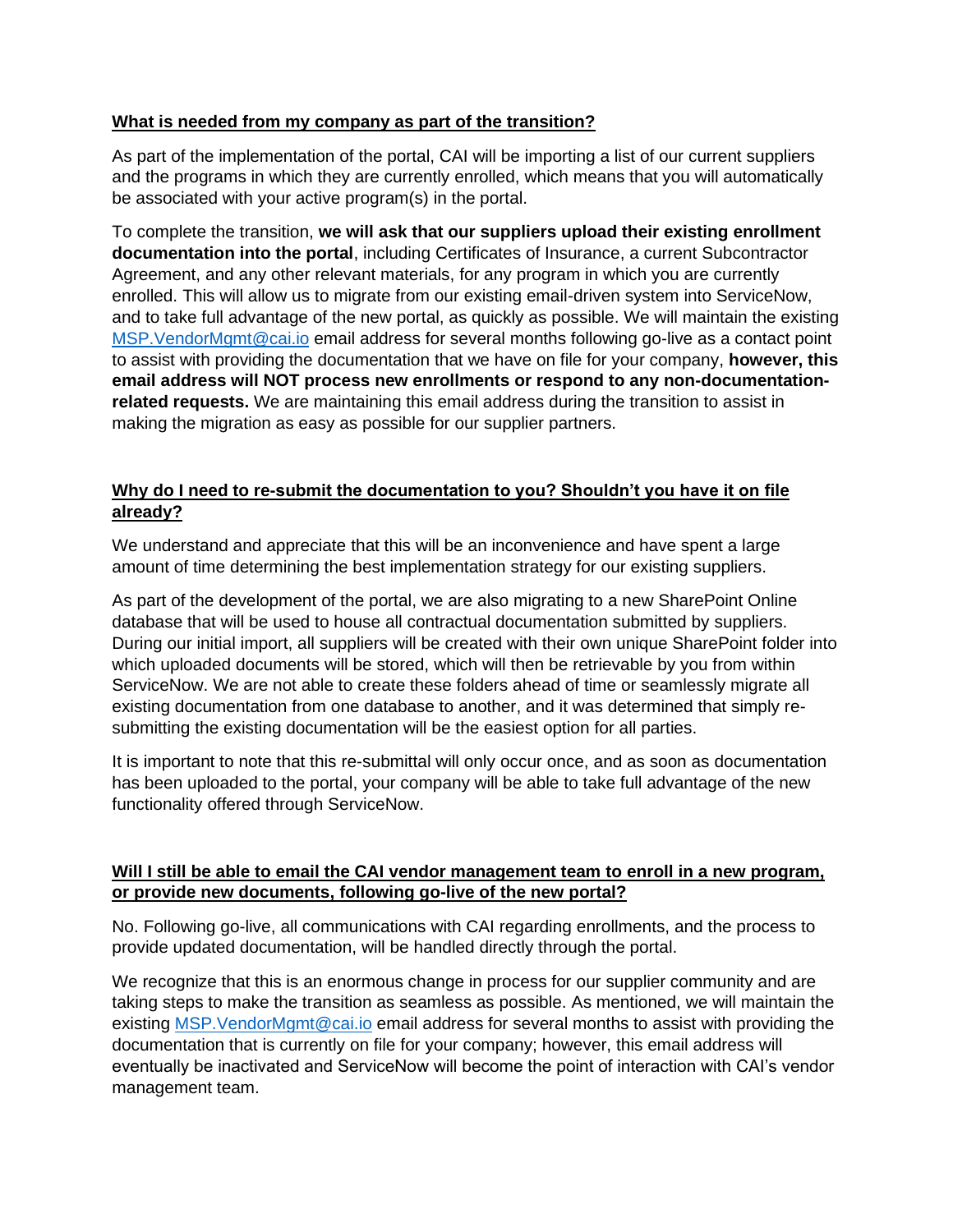**<u>What is needed from my company as part of the transition?</u>**

As part of the implementation of the portal, CAI will be importing a list of our current suppliers and the programs in which they are currently enrolled, which means that you will automatically be associated with your active program(s) in the portal.

To complete the transition, **we will ask that our suppliers upload their existing enrollment documentation into the portal**, including Certificates of Insurance, a current Subcontractor Agreement, and any other relevant materials, for any program in which you are currently enrolled. This will allow us to migrate from our existing email-driven system into ServiceNow, and to take full advantage of the new portal, as quickly as possible. We will maintain the existing [MSP.VendorMgmt@cai.io](mailto:MSP.VendorMgmt@cai.io) email address for several months following go-live as a contact point to assist with providing the documentation that we have on file for your company, **however, this email address will NOT process new enrollments or respond to any non-documentation-related requests.** We are maintaining this email address during the transition to assist in making the migration as easy as possible for our supplier partners.

**<u>Why do I need to re-submit the documentation to you? Shouldn't you have it on file already?</u>**

We understand and appreciate that this will be an inconvenience and have spent a large amount of time determining the best implementation strategy for our existing suppliers.

As part of the development of the portal, we are also migrating to a new SharePoint Online database that will be used to house all contractual documentation submitted by suppliers. During our initial import, all suppliers will be created with their own unique SharePoint folder into which uploaded documents will be stored, which will then be retrievable by you from within ServiceNow. We are not able to create these folders ahead of time or seamlessly migrate all existing documentation from one database to another, and it was determined that simply re-submitting the existing documentation will be the easiest option for all parties.

It is important to note that this re-submittal will only occur once, and as soon as documentation has been uploaded to the portal, your company will be able to take full advantage of the new functionality offered through ServiceNow.

**<u>Will I still be able to email the CAI vendor management team to enroll in a new program, or provide new documents, following go-live of the new portal?</u>**

No. Following go-live, all communications with CAI regarding enrollments, and the process to provide updated documentation, will be handled directly through the portal.

We recognize that this is an enormous change in process for our supplier community and are taking steps to make the transition as seamless as possible. As mentioned, we will maintain the existing [MSP.VendorMgmt@cai.io](mailto:MSP.VendorMgmt@cai.io) email address for several months to assist with providing the documentation that is currently on file for your company; however, this email address will eventually be inactivated and ServiceNow will become the point of interaction with CAI's vendor management team.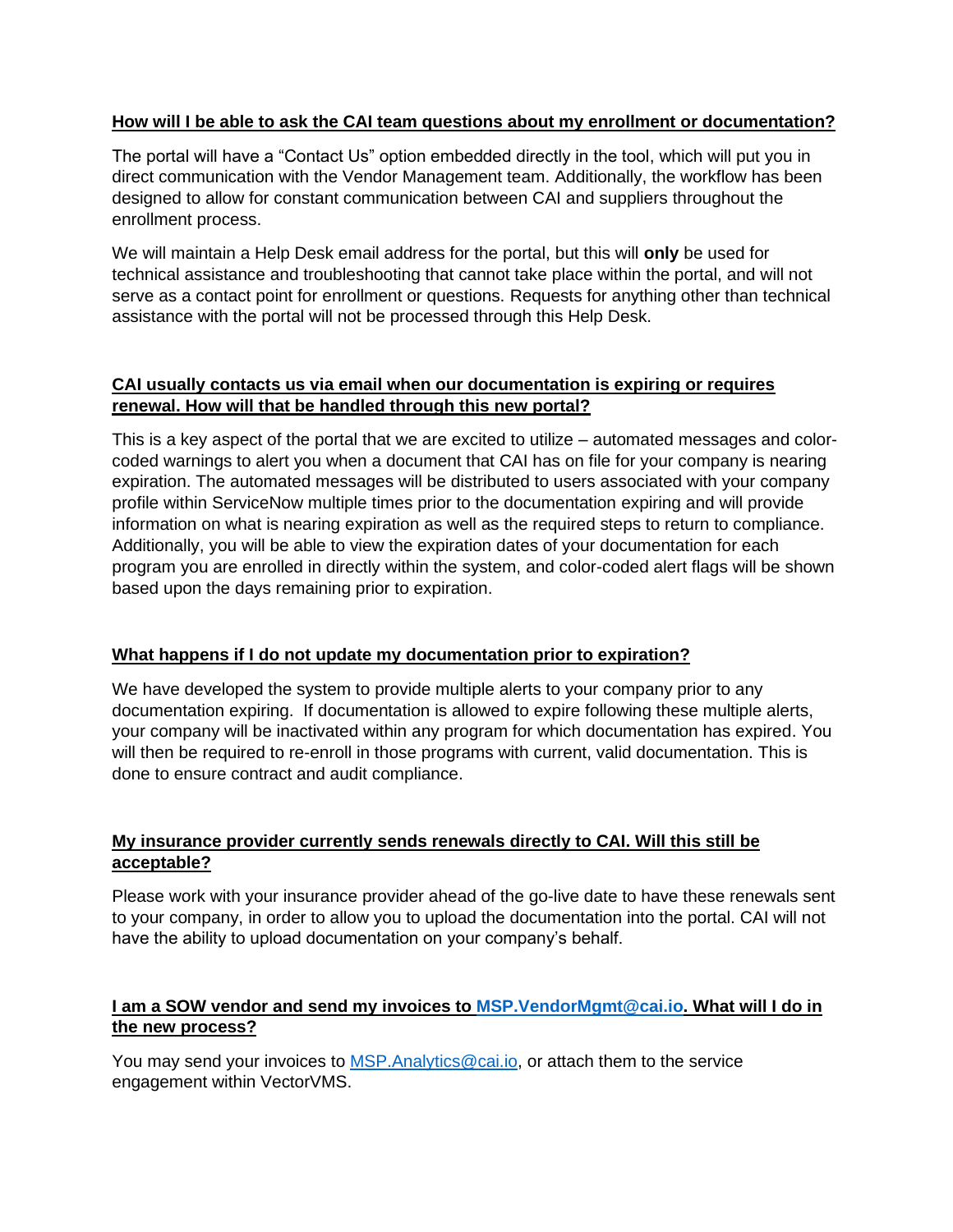**How will I be able to ask the CAI team questions about my enrollment or documentation?**

The portal will have a "Contact Us" option embedded directly in the tool, which will put you in direct communication with the Vendor Management team. Additionally, the workflow has been designed to allow for constant communication between CAI and suppliers throughout the enrollment process.

We will maintain a Help Desk email address for the portal, but this will **only** be used for technical assistance and troubleshooting that cannot take place within the portal, and will not serve as a contact point for enrollment or questions. Requests for anything other than technical assistance with the portal will not be processed through this Help Desk.

**CAI usually contacts us via email when our documentation is expiring or requires renewal. How will that be handled through this new portal?**

This is a key aspect of the portal that we are excited to utilize – automated messages and color-coded warnings to alert you when a document that CAI has on file for your company is nearing expiration. The automated messages will be distributed to users associated with your company profile within ServiceNow multiple times prior to the documentation expiring and will provide information on what is nearing expiration as well as the required steps to return to compliance. Additionally, you will be able to view the expiration dates of your documentation for each program you are enrolled in directly within the system, and color-coded alert flags will be shown based upon the days remaining prior to expiration.

**What happens if I do not update my documentation prior to expiration?**

We have developed the system to provide multiple alerts to your company prior to any documentation expiring. If documentation is allowed to expire following these multiple alerts, your company will be inactivated within any program for which documentation has expired. You will then be required to re-enroll in those programs with current, valid documentation. This is done to ensure contract and audit compliance.

**My insurance provider currently sends renewals directly to CAI. Will this still be acceptable?**

Please work with your insurance provider ahead of the go-live date to have these renewals sent to your company, in order to allow you to upload the documentation into the portal. CAI will not have the ability to upload documentation on your company's behalf.

**I am a SOW vendor and send my invoices to MSP.VendorMgmt@cai.io. What will I do in the new process?**

You may send your invoices to MSP.Analytics@cai.io, or attach them to the service engagement within VectorVMS.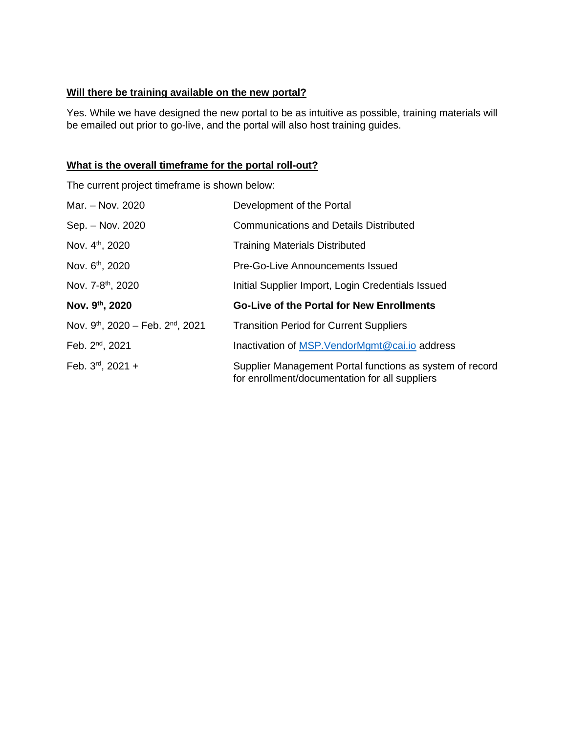**Will there be training available on the new portal?**

Yes. While we have designed the new portal to be as intuitive as possible, training materials will be emailed out prior to go-live, and the portal will also host training guides.

**What is the overall timeframe for the portal roll-out?**

The current project timeframe is shown below:

| | |
|---|---|
| Mar. – Nov. 2020 | Development of the Portal |
| Sep. – Nov. 2020 | Communications and Details Distributed |
| Nov. 4th, 2020 | Training Materials Distributed |
| Nov. 6th, 2020 | Pre-Go-Live Announcements Issued |
| Nov. 7-8th, 2020 | Initial Supplier Import, Login Credentials Issued |
| **Nov. 9th, 2020** | **Go-Live of the Portal for New Enrollments** |
| Nov. 9th, 2020 – Feb. 2nd, 2021 | Transition Period for Current Suppliers |
| Feb. 2nd, 2021 | Inactivation of MSP.VendorMgmt@cai.io address |
| Feb. 3rd, 2021 + | Supplier Management Portal functions as system of record for enrollment/documentation for all suppliers |